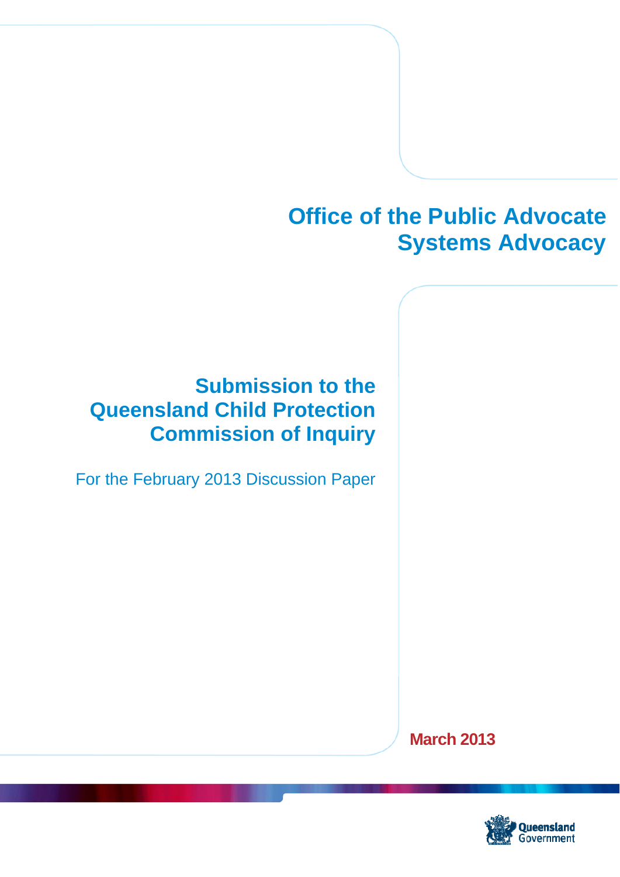# Office of the Public Advocate
# Systems Advocacy

## Submission to the Queensland Child Protection Commission of Inquiry

For the February 2013 Discussion Paper

**March 2013**

Queensland Government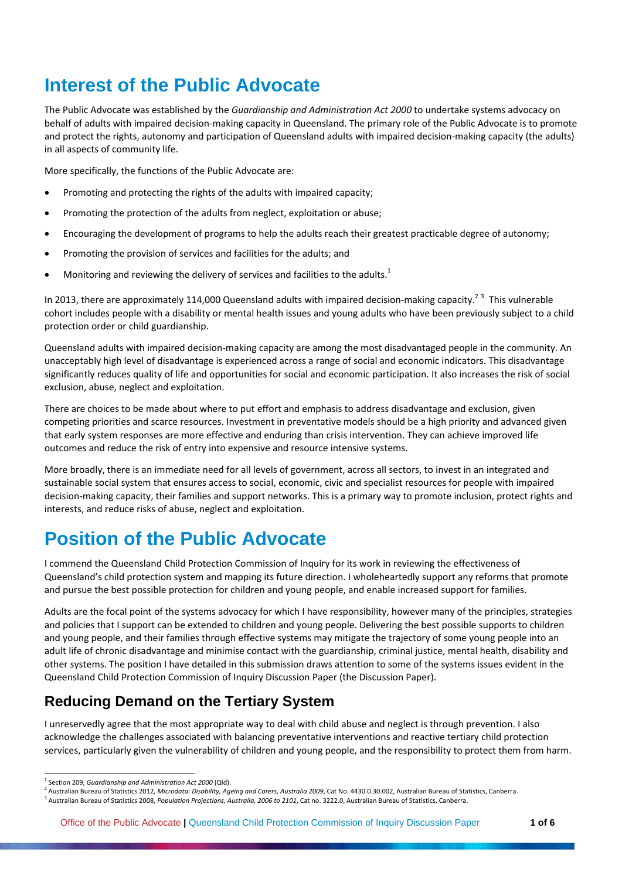# Interest of the Public Advocate

The Public Advocate was established by the *Guardianship and Administration Act 2000* to undertake systems advocacy on behalf of adults with impaired decision-making capacity in Queensland. The primary role of the Public Advocate is to promote and protect the rights, autonomy and participation of Queensland adults with impaired decision-making capacity (the adults) in all aspects of community life.

More specifically, the functions of the Public Advocate are:

- Promoting and protecting the rights of the adults with impaired capacity;
- Promoting the protection of the adults from neglect, exploitation or abuse;
- Encouraging the development of programs to help the adults reach their greatest practicable degree of autonomy;
- Promoting the provision of services and facilities for the adults; and
- Monitoring and reviewing the delivery of services and facilities to the adults.[1]

In 2013, there are approximately 114,000 Queensland adults with impaired decision-making capacity.[2 3] This vulnerable cohort includes people with a disability or mental health issues and young adults who have been previously subject to a child protection order or child guardianship.

Queensland adults with impaired decision-making capacity are among the most disadvantaged people in the community. An unacceptably high level of disadvantage is experienced across a range of social and economic indicators. This disadvantage significantly reduces quality of life and opportunities for social and economic participation. It also increases the risk of social exclusion, abuse, neglect and exploitation.

There are choices to be made about where to put effort and emphasis to address disadvantage and exclusion, given competing priorities and scarce resources. Investment in preventative models should be a high priority and advanced given that early system responses are more effective and enduring than crisis intervention. They can achieve improved life outcomes and reduce the risk of entry into expensive and resource intensive systems.

More broadly, there is an immediate need for all levels of government, across all sectors, to invest in an integrated and sustainable social system that ensures access to social, economic, civic and specialist resources for people with impaired decision-making capacity, their families and support networks. This is a primary way to promote inclusion, protect rights and interests, and reduce risks of abuse, neglect and exploitation.

# Position of the Public Advocate

I commend the Queensland Child Protection Commission of Inquiry for its work in reviewing the effectiveness of Queensland's child protection system and mapping its future direction. I wholeheartedly support any reforms that promote and pursue the best possible protection for children and young people, and enable increased support for families.

Adults are the focal point of the systems advocacy for which I have responsibility, however many of the principles, strategies and policies that I support can be extended to children and young people. Delivering the best possible supports to children and young people, and their families through effective systems may mitigate the trajectory of some young people into an adult life of chronic disadvantage and minimise contact with the guardianship, criminal justice, mental health, disability and other systems. The position I have detailed in this submission draws attention to some of the systems issues evident in the Queensland Child Protection Commission of Inquiry Discussion Paper (the Discussion Paper).

## Reducing Demand on the Tertiary System

I unreservedly agree that the most appropriate way to deal with child abuse and neglect is through prevention. I also acknowledge the challenges associated with balancing preventative interventions and reactive tertiary child protection services, particularly given the vulnerability of children and young people, and the responsibility to protect them from harm.

---

[1] Section 209, *Guardianship and Administration Act 2000* (Qld).

[2] Australian Bureau of Statistics 2012, *Microdata: Disability, Ageing and Carers, Australia 2009*, Cat No. 4430.0.30.002, Australian Bureau of Statistics, Canberra.

[3] Australian Bureau of Statistics 2008, *Population Projections, Australia, 2006 to 2101*, Cat no. 3222.0, Australian Bureau of Statistics, Canberra.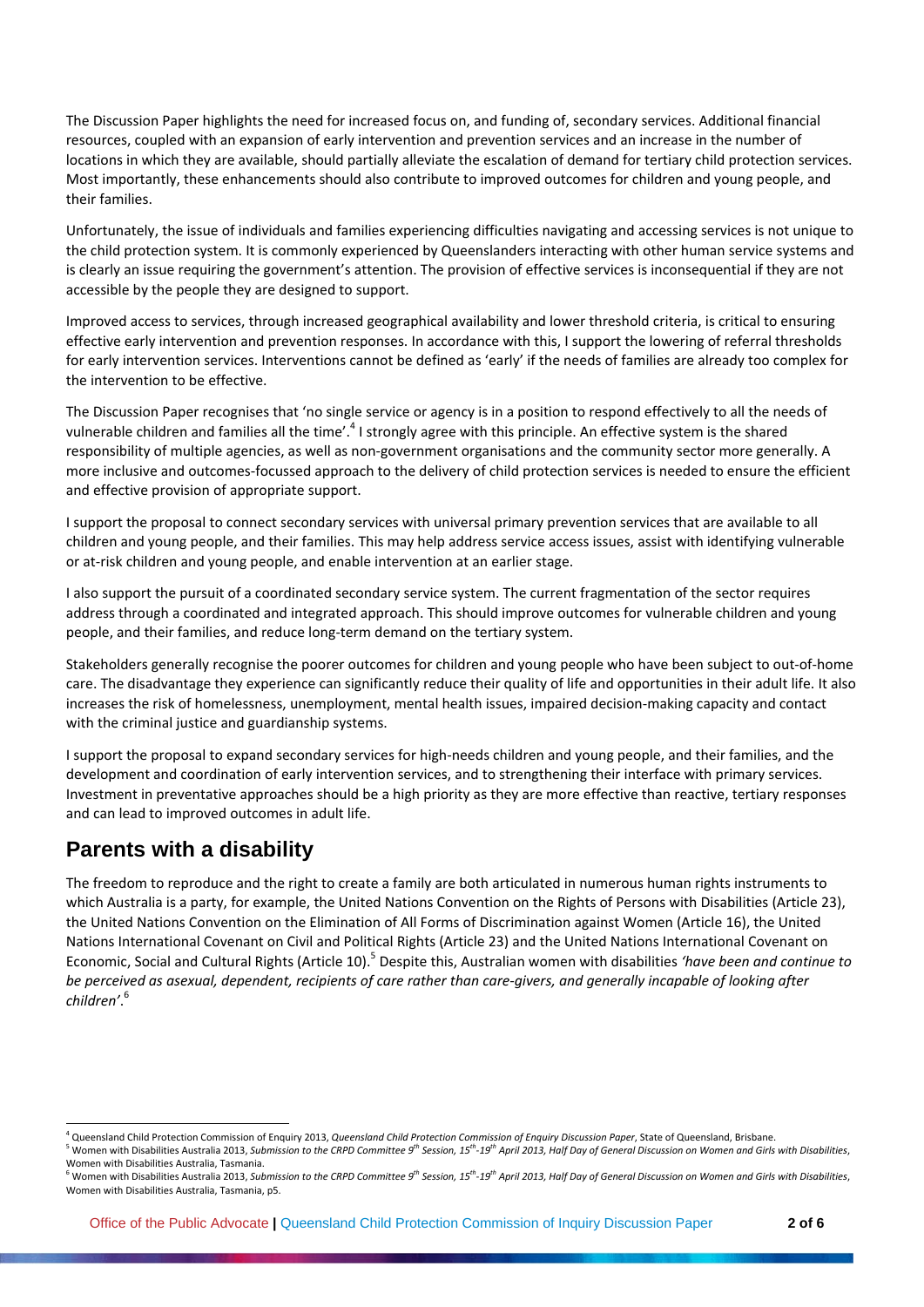The Discussion Paper highlights the need for increased focus on, and funding of, secondary services. Additional financial resources, coupled with an expansion of early intervention and prevention services and an increase in the number of locations in which they are available, should partially alleviate the escalation of demand for tertiary child protection services. Most importantly, these enhancements should also contribute to improved outcomes for children and young people, and their families.

Unfortunately, the issue of individuals and families experiencing difficulties navigating and accessing services is not unique to the child protection system. It is commonly experienced by Queenslanders interacting with other human service systems and is clearly an issue requiring the government's attention. The provision of effective services is inconsequential if they are not accessible by the people they are designed to support.

Improved access to services, through increased geographical availability and lower threshold criteria, is critical to ensuring effective early intervention and prevention responses. In accordance with this, I support the lowering of referral thresholds for early intervention services. Interventions cannot be defined as 'early' if the needs of families are already too complex for the intervention to be effective.

The Discussion Paper recognises that 'no single service or agency is in a position to respond effectively to all the needs of vulnerable children and families all the time'.[4] I strongly agree with this principle. An effective system is the shared responsibility of multiple agencies, as well as non-government organisations and the community sector more generally. A more inclusive and outcomes-focussed approach to the delivery of child protection services is needed to ensure the efficient and effective provision of appropriate support.

I support the proposal to connect secondary services with universal primary prevention services that are available to all children and young people, and their families. This may help address service access issues, assist with identifying vulnerable or at-risk children and young people, and enable intervention at an earlier stage.

I also support the pursuit of a coordinated secondary service system. The current fragmentation of the sector requires address through a coordinated and integrated approach. This should improve outcomes for vulnerable children and young people, and their families, and reduce long-term demand on the tertiary system.

Stakeholders generally recognise the poorer outcomes for children and young people who have been subject to out-of-home care. The disadvantage they experience can significantly reduce their quality of life and opportunities in their adult life. It also increases the risk of homelessness, unemployment, mental health issues, impaired decision-making capacity and contact with the criminal justice and guardianship systems.

I support the proposal to expand secondary services for high-needs children and young people, and their families, and the development and coordination of early intervention services, and to strengthening their interface with primary services. Investment in preventative approaches should be a high priority as they are more effective than reactive, tertiary responses and can lead to improved outcomes in adult life.

## Parents with a disability

The freedom to reproduce and the right to create a family are both articulated in numerous human rights instruments to which Australia is a party, for example, the United Nations Convention on the Rights of Persons with Disabilities (Article 23), the United Nations Convention on the Elimination of All Forms of Discrimination against Women (Article 16), the United Nations International Covenant on Civil and Political Rights (Article 23) and the United Nations International Covenant on Economic, Social and Cultural Rights (Article 10).[5] Despite this, Australian women with disabilities *'have been and continue to be perceived as asexual, dependent, recipients of care rather than care-givers, and generally incapable of looking after children'*.[6]

---

[4] Queensland Child Protection Commission of Enquiry 2013, *Queensland Child Protection Commission of Enquiry Discussion Paper*, State of Queensland, Brisbane.

[5] Women with Disabilities Australia 2013, *Submission to the CRPD Committee 9th Session, 15th-19th April 2013, Half Day of General Discussion on Women and Girls with Disabilities*, Women with Disabilities Australia, Tasmania.

[6] Women with Disabilities Australia 2013, *Submission to the CRPD Committee 9th Session, 15th-19th April 2013, Half Day of General Discussion on Women and Girls with Disabilities*, Women with Disabilities Australia, Tasmania, p5.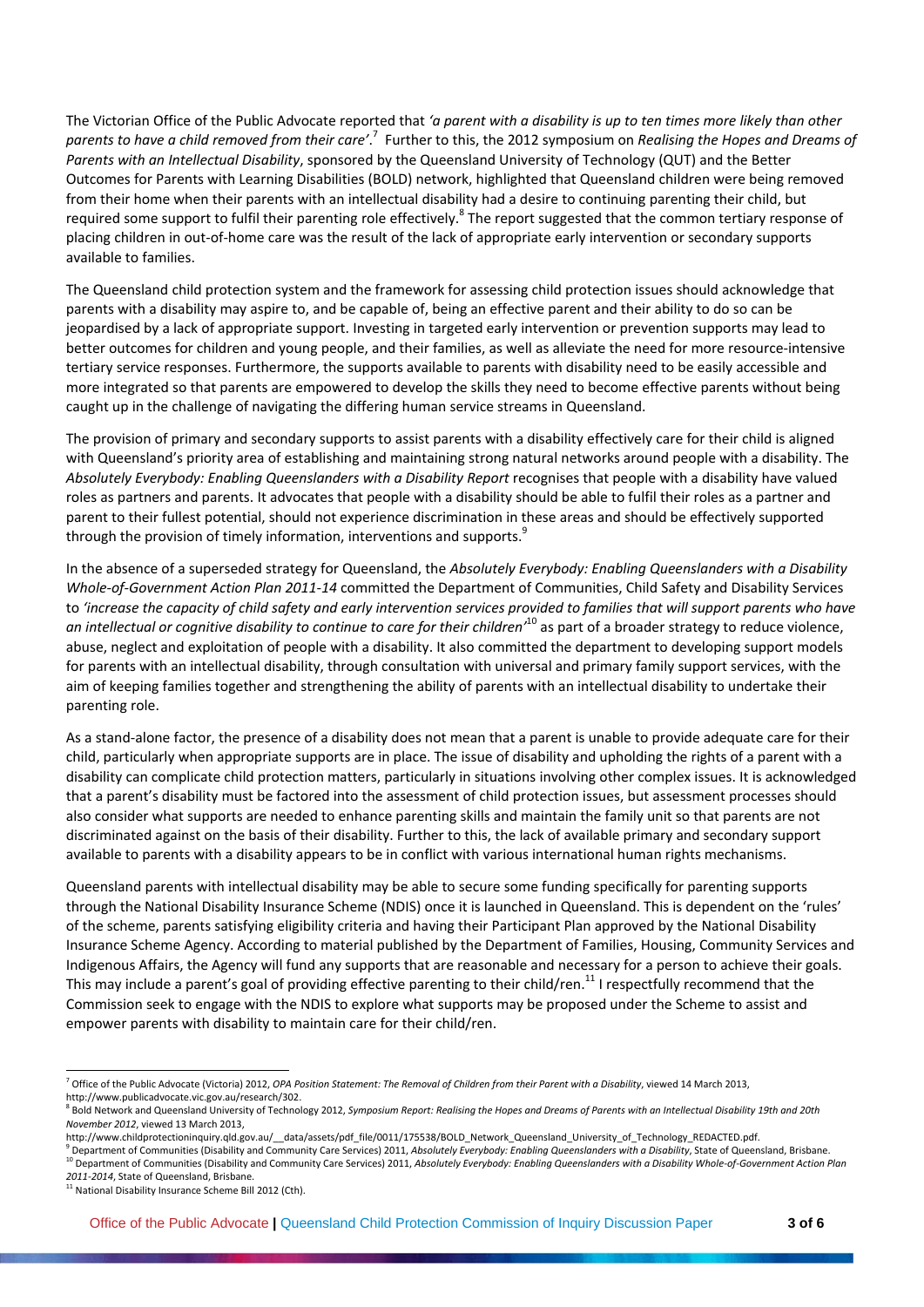The Victorian Office of the Public Advocate reported that *'a parent with a disability is up to ten times more likely than other parents to have a child removed from their care'*.[7] Further to this, the 2012 symposium on *Realising the Hopes and Dreams of Parents with an Intellectual Disability*, sponsored by the Queensland University of Technology (QUT) and the Better Outcomes for Parents with Learning Disabilities (BOLD) network, highlighted that Queensland children were being removed from their home when their parents with an intellectual disability had a desire to continuing parenting their child, but required some support to fulfil their parenting role effectively.[8] The report suggested that the common tertiary response of placing children in out-of-home care was the result of the lack of appropriate early intervention or secondary supports available to families.

The Queensland child protection system and the framework for assessing child protection issues should acknowledge that parents with a disability may aspire to, and be capable of, being an effective parent and their ability to do so can be jeopardised by a lack of appropriate support. Investing in targeted early intervention or prevention supports may lead to better outcomes for children and young people, and their families, as well as alleviate the need for more resource-intensive tertiary service responses. Furthermore, the supports available to parents with disability need to be easily accessible and more integrated so that parents are empowered to develop the skills they need to become effective parents without being caught up in the challenge of navigating the differing human service streams in Queensland.

The provision of primary and secondary supports to assist parents with a disability effectively care for their child is aligned with Queensland's priority area of establishing and maintaining strong natural networks around people with a disability. The *Absolutely Everybody: Enabling Queenslanders with a Disability Report* recognises that people with a disability have valued roles as partners and parents. It advocates that people with a disability should be able to fulfil their roles as a partner and parent to their fullest potential, should not experience discrimination in these areas and should be effectively supported through the provision of timely information, interventions and supports.[9]

In the absence of a superseded strategy for Queensland, the *Absolutely Everybody: Enabling Queenslanders with a Disability Whole-of-Government Action Plan 2011-14* committed the Department of Communities, Child Safety and Disability Services to *'increase the capacity of child safety and early intervention services provided to families that will support parents who have an intellectual or cognitive disability to continue to care for their children'*[10] as part of a broader strategy to reduce violence, abuse, neglect and exploitation of people with a disability. It also committed the department to developing support models for parents with an intellectual disability, through consultation with universal and primary family support services, with the aim of keeping families together and strengthening the ability of parents with an intellectual disability to undertake their parenting role.

As a stand-alone factor, the presence of a disability does not mean that a parent is unable to provide adequate care for their child, particularly when appropriate supports are in place. The issue of disability and upholding the rights of a parent with a disability can complicate child protection matters, particularly in situations involving other complex issues. It is acknowledged that a parent's disability must be factored into the assessment of child protection issues, but assessment processes should also consider what supports are needed to enhance parenting skills and maintain the family unit so that parents are not discriminated against on the basis of their disability. Further to this, the lack of available primary and secondary support available to parents with a disability appears to be in conflict with various international human rights mechanisms.

Queensland parents with intellectual disability may be able to secure some funding specifically for parenting supports through the National Disability Insurance Scheme (NDIS) once it is launched in Queensland. This is dependent on the 'rules' of the scheme, parents satisfying eligibility criteria and having their Participant Plan approved by the National Disability Insurance Scheme Agency. According to material published by the Department of Families, Housing, Community Services and Indigenous Affairs, the Agency will fund any supports that are reasonable and necessary for a person to achieve their goals. This may include a parent's goal of providing effective parenting to their child/ren.[11] I respectfully recommend that the Commission seek to engage with the NDIS to explore what supports may be proposed under the Scheme to assist and empower parents with disability to maintain care for their child/ren.

---

[7] Office of the Public Advocate (Victoria) 2012, *OPA Position Statement: The Removal of Children from their Parent with a Disability*, viewed 14 March 2013, http://www.publicadvocate.vic.gov.au/research/302.

[8] Bold Network and Queensland University of Technology 2012, *Symposium Report: Realising the Hopes and Dreams of Parents with an Intellectual Disability 19th and 20th November 2012*, viewed 13 March 2013, http://www.childprotectioninquiry.qld.gov.au/__data/assets/pdf_file/0011/175538/BOLD_Network_Queensland_University_of_Technology_REDACTED.pdf.

[9] Department of Communities (Disability and Community Care Services) 2011, *Absolutely Everybody: Enabling Queenslanders with a Disability*, State of Queensland, Brisbane.

[10] Department of Communities (Disability and Community Care Services) 2011, *Absolutely Everybody: Enabling Queenslanders with a Disability Whole-of-Government Action Plan 2011-2014*, State of Queensland, Brisbane.

[11] National Disability Insurance Scheme Bill 2012 (Cth).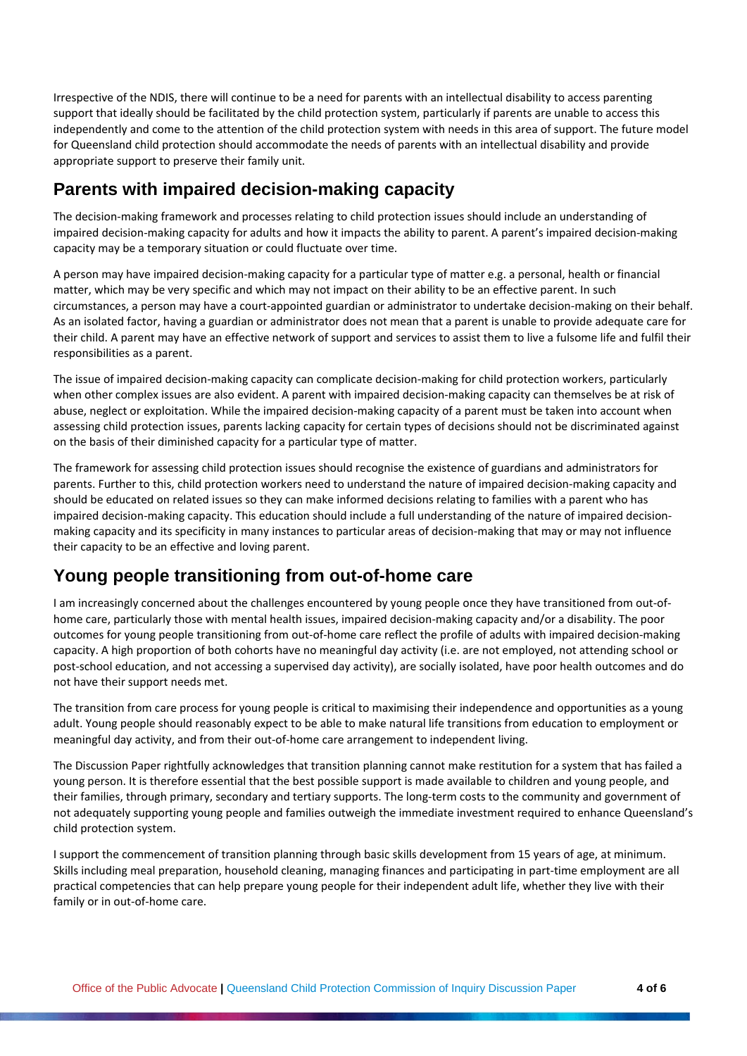Irrespective of the NDIS, there will continue to be a need for parents with an intellectual disability to access parenting support that ideally should be facilitated by the child protection system, particularly if parents are unable to access this independently and come to the attention of the child protection system with needs in this area of support. The future model for Queensland child protection should accommodate the needs of parents with an intellectual disability and provide appropriate support to preserve their family unit.

## Parents with impaired decision-making capacity

The decision-making framework and processes relating to child protection issues should include an understanding of impaired decision-making capacity for adults and how it impacts the ability to parent. A parent's impaired decision-making capacity may be a temporary situation or could fluctuate over time.

A person may have impaired decision-making capacity for a particular type of matter e.g. a personal, health or financial matter, which may be very specific and which may not impact on their ability to be an effective parent. In such circumstances, a person may have a court-appointed guardian or administrator to undertake decision-making on their behalf. As an isolated factor, having a guardian or administrator does not mean that a parent is unable to provide adequate care for their child. A parent may have an effective network of support and services to assist them to live a fulsome life and fulfil their responsibilities as a parent.

The issue of impaired decision-making capacity can complicate decision-making for child protection workers, particularly when other complex issues are also evident. A parent with impaired decision-making capacity can themselves be at risk of abuse, neglect or exploitation. While the impaired decision-making capacity of a parent must be taken into account when assessing child protection issues, parents lacking capacity for certain types of decisions should not be discriminated against on the basis of their diminished capacity for a particular type of matter.

The framework for assessing child protection issues should recognise the existence of guardians and administrators for parents. Further to this, child protection workers need to understand the nature of impaired decision-making capacity and should be educated on related issues so they can make informed decisions relating to families with a parent who has impaired decision-making capacity. This education should include a full understanding of the nature of impaired decision-making capacity and its specificity in many instances to particular areas of decision-making that may or may not influence their capacity to be an effective and loving parent.

## Young people transitioning from out-of-home care

I am increasingly concerned about the challenges encountered by young people once they have transitioned from out-of-home care, particularly those with mental health issues, impaired decision-making capacity and/or a disability. The poor outcomes for young people transitioning from out-of-home care reflect the profile of adults with impaired decision-making capacity. A high proportion of both cohorts have no meaningful day activity (i.e. are not employed, not attending school or post-school education, and not accessing a supervised day activity), are socially isolated, have poor health outcomes and do not have their support needs met.

The transition from care process for young people is critical to maximising their independence and opportunities as a young adult. Young people should reasonably expect to be able to make natural life transitions from education to employment or meaningful day activity, and from their out-of-home care arrangement to independent living.

The Discussion Paper rightfully acknowledges that transition planning cannot make restitution for a system that has failed a young person. It is therefore essential that the best possible support is made available to children and young people, and their families, through primary, secondary and tertiary supports. The long-term costs to the community and government of not adequately supporting young people and families outweigh the immediate investment required to enhance Queensland's child protection system.

I support the commencement of transition planning through basic skills development from 15 years of age, at minimum. Skills including meal preparation, household cleaning, managing finances and participating in part-time employment are all practical competencies that can help prepare young people for their independent adult life, whether they live with their family or in out-of-home care.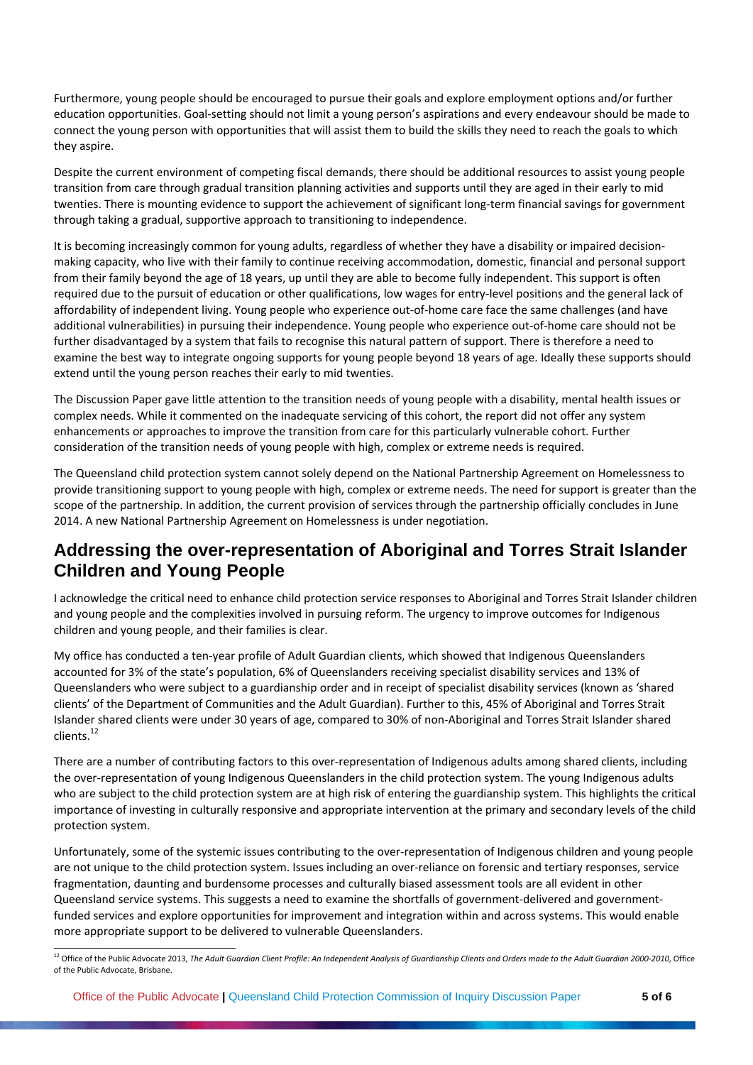Furthermore, young people should be encouraged to pursue their goals and explore employment options and/or further education opportunities. Goal-setting should not limit a young person's aspirations and every endeavour should be made to connect the young person with opportunities that will assist them to build the skills they need to reach the goals to which they aspire.

Despite the current environment of competing fiscal demands, there should be additional resources to assist young people transition from care through gradual transition planning activities and supports until they are aged in their early to mid twenties. There is mounting evidence to support the achievement of significant long-term financial savings for government through taking a gradual, supportive approach to transitioning to independence.

It is becoming increasingly common for young adults, regardless of whether they have a disability or impaired decision-making capacity, who live with their family to continue receiving accommodation, domestic, financial and personal support from their family beyond the age of 18 years, up until they are able to become fully independent. This support is often required due to the pursuit of education or other qualifications, low wages for entry-level positions and the general lack of affordability of independent living. Young people who experience out-of-home care face the same challenges (and have additional vulnerabilities) in pursuing their independence. Young people who experience out-of-home care should not be further disadvantaged by a system that fails to recognise this natural pattern of support. There is therefore a need to examine the best way to integrate ongoing supports for young people beyond 18 years of age. Ideally these supports should extend until the young person reaches their early to mid twenties.

The Discussion Paper gave little attention to the transition needs of young people with a disability, mental health issues or complex needs. While it commented on the inadequate servicing of this cohort, the report did not offer any system enhancements or approaches to improve the transition from care for this particularly vulnerable cohort. Further consideration of the transition needs of young people with high, complex or extreme needs is required.

The Queensland child protection system cannot solely depend on the National Partnership Agreement on Homelessness to provide transitioning support to young people with high, complex or extreme needs. The need for support is greater than the scope of the partnership. In addition, the current provision of services through the partnership officially concludes in June 2014. A new National Partnership Agreement on Homelessness is under negotiation.

## Addressing the over-representation of Aboriginal and Torres Strait Islander Children and Young People

I acknowledge the critical need to enhance child protection service responses to Aboriginal and Torres Strait Islander children and young people and the complexities involved in pursuing reform. The urgency to improve outcomes for Indigenous children and young people, and their families is clear.

My office has conducted a ten-year profile of Adult Guardian clients, which showed that Indigenous Queenslanders accounted for 3% of the state's population, 6% of Queenslanders receiving specialist disability services and 13% of Queenslanders who were subject to a guardianship order and in receipt of specialist disability services (known as 'shared clients' of the Department of Communities and the Adult Guardian). Further to this, 45% of Aboriginal and Torres Strait Islander shared clients were under 30 years of age, compared to 30% of non-Aboriginal and Torres Strait Islander shared clients.[12]

There are a number of contributing factors to this over-representation of Indigenous adults among shared clients, including the over-representation of young Indigenous Queenslanders in the child protection system. The young Indigenous adults who are subject to the child protection system are at high risk of entering the guardianship system. This highlights the critical importance of investing in culturally responsive and appropriate intervention at the primary and secondary levels of the child protection system.

Unfortunately, some of the systemic issues contributing to the over-representation of Indigenous children and young people are not unique to the child protection system. Issues including an over-reliance on forensic and tertiary responses, service fragmentation, daunting and burdensome processes and culturally biased assessment tools are all evident in other Queensland service systems. This suggests a need to examine the shortfalls of government-delivered and government-funded services and explore opportunities for improvement and integration within and across systems. This would enable more appropriate support to be delivered to vulnerable Queenslanders.

---

[12] Office of the Public Advocate 2013, *The Adult Guardian Client Profile: An Independent Analysis of Guardianship Clients and Orders made to the Adult Guardian 2000-2010*, Office of the Public Advocate, Brisbane.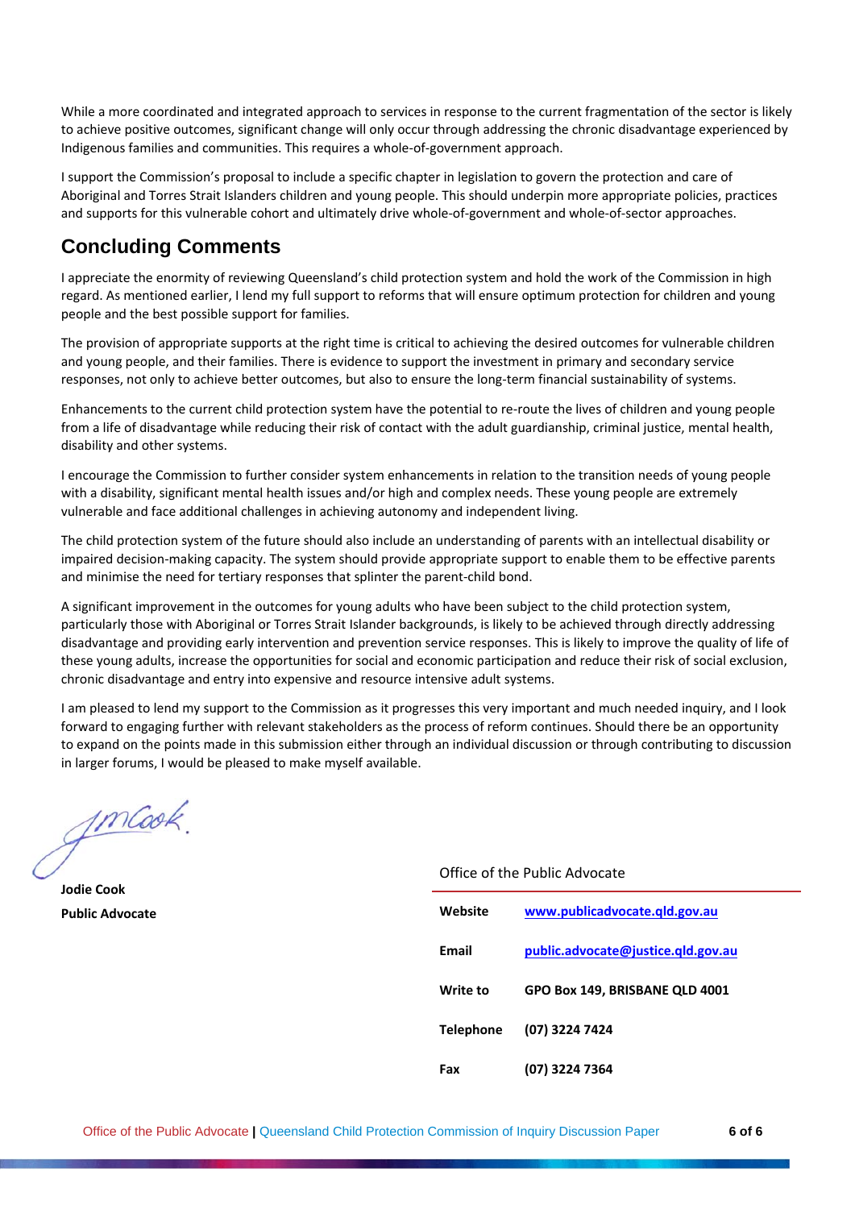While a more coordinated and integrated approach to services in response to the current fragmentation of the sector is likely to achieve positive outcomes, significant change will only occur through addressing the chronic disadvantage experienced by Indigenous families and communities. This requires a whole-of-government approach.

I support the Commission's proposal to include a specific chapter in legislation to govern the protection and care of Aboriginal and Torres Strait Islanders children and young people. This should underpin more appropriate policies, practices and supports for this vulnerable cohort and ultimately drive whole-of-government and whole-of-sector approaches.

## Concluding Comments

I appreciate the enormity of reviewing Queensland's child protection system and hold the work of the Commission in high regard. As mentioned earlier, I lend my full support to reforms that will ensure optimum protection for children and young people and the best possible support for families.

The provision of appropriate supports at the right time is critical to achieving the desired outcomes for vulnerable children and young people, and their families. There is evidence to support the investment in primary and secondary service responses, not only to achieve better outcomes, but also to ensure the long-term financial sustainability of systems.

Enhancements to the current child protection system have the potential to re-route the lives of children and young people from a life of disadvantage while reducing their risk of contact with the adult guardianship, criminal justice, mental health, disability and other systems.

I encourage the Commission to further consider system enhancements in relation to the transition needs of young people with a disability, significant mental health issues and/or high and complex needs. These young people are extremely vulnerable and face additional challenges in achieving autonomy and independent living.

The child protection system of the future should also include an understanding of parents with an intellectual disability or impaired decision-making capacity. The system should provide appropriate support to enable them to be effective parents and minimise the need for tertiary responses that splinter the parent-child bond.

A significant improvement in the outcomes for young adults who have been subject to the child protection system, particularly those with Aboriginal or Torres Strait Islander backgrounds, is likely to be achieved through directly addressing disadvantage and providing early intervention and prevention service responses. This is likely to improve the quality of life of these young adults, increase the opportunities for social and economic participation and reduce their risk of social exclusion, chronic disadvantage and entry into expensive and resource intensive adult systems.

I am pleased to lend my support to the Commission as it progresses this very important and much needed inquiry, and I look forward to engaging further with relevant stakeholders as the process of reform continues. Should there be an opportunity to expand on the points made in this submission either through an individual discussion or through contributing to discussion in larger forums, I would be pleased to make myself available.

JmCook.

**Jodie Cook**
**Public Advocate**

Office of the Public Advocate

| | |
|---|---|
| **Website** | www.publicadvocate.qld.gov.au |
| **Email** | public.advocate@justice.qld.gov.au |
| **Write to** | **GPO Box 149, BRISBANE QLD 4001** |
| **Telephone** | **(07) 3224 7424** |
| **Fax** | **(07) 3224 7364** |